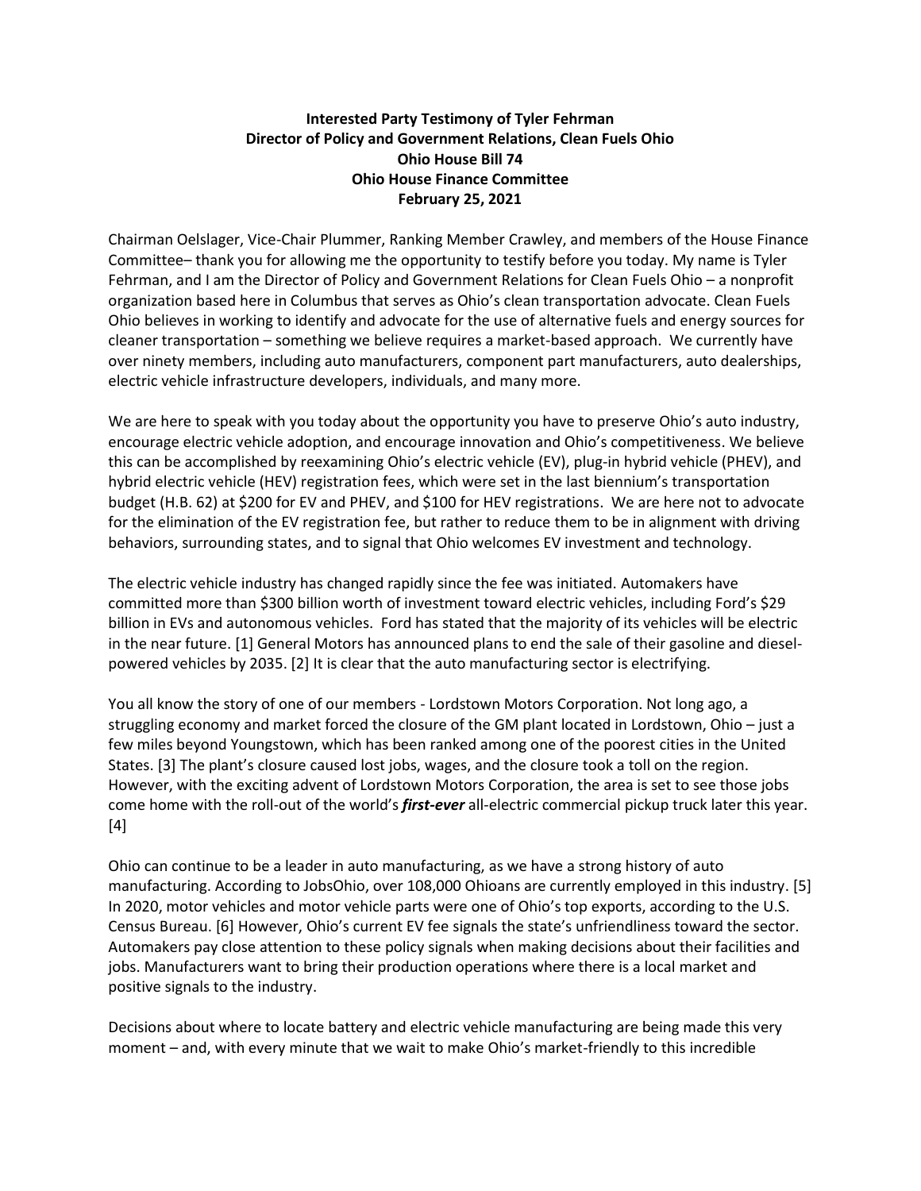**Interested Party Testimony of Tyler Fehrman**
**Director of Policy and Government Relations, Clean Fuels Ohio**
**Ohio House Bill 74**
**Ohio House Finance Committee**
**February 25, 2021**

Chairman Oelslager, Vice-Chair Plummer, Ranking Member Crawley, and members of the House Finance Committee– thank you for allowing me the opportunity to testify before you today. My name is Tyler Fehrman, and I am the Director of Policy and Government Relations for Clean Fuels Ohio – a nonprofit organization based here in Columbus that serves as Ohio's clean transportation advocate. Clean Fuels Ohio believes in working to identify and advocate for the use of alternative fuels and energy sources for cleaner transportation – something we believe requires a market-based approach. We currently have over ninety members, including auto manufacturers, component part manufacturers, auto dealerships, electric vehicle infrastructure developers, individuals, and many more.

We are here to speak with you today about the opportunity you have to preserve Ohio's auto industry, encourage electric vehicle adoption, and encourage innovation and Ohio's competitiveness. We believe this can be accomplished by reexamining Ohio's electric vehicle (EV), plug-in hybrid vehicle (PHEV), and hybrid electric vehicle (HEV) registration fees, which were set in the last biennium's transportation budget (H.B. 62) at $200 for EV and PHEV, and $100 for HEV registrations. We are here not to advocate for the elimination of the EV registration fee, but rather to reduce them to be in alignment with driving behaviors, surrounding states, and to signal that Ohio welcomes EV investment and technology.

The electric vehicle industry has changed rapidly since the fee was initiated. Automakers have committed more than $300 billion worth of investment toward electric vehicles, including Ford's $29 billion in EVs and autonomous vehicles. Ford has stated that the majority of its vehicles will be electric in the near future. [1] General Motors has announced plans to end the sale of their gasoline and diesel-powered vehicles by 2035. [2] It is clear that the auto manufacturing sector is electrifying.

You all know the story of one of our members - Lordstown Motors Corporation. Not long ago, a struggling economy and market forced the closure of the GM plant located in Lordstown, Ohio – just a few miles beyond Youngstown, which has been ranked among one of the poorest cities in the United States. [3] The plant's closure caused lost jobs, wages, and the closure took a toll on the region. However, with the exciting advent of Lordstown Motors Corporation, the area is set to see those jobs come home with the roll-out of the world's ***first-ever*** all-electric commercial pickup truck later this year. [4]

Ohio can continue to be a leader in auto manufacturing, as we have a strong history of auto manufacturing. According to JobsOhio, over 108,000 Ohioans are currently employed in this industry. [5] In 2020, motor vehicles and motor vehicle parts were one of Ohio's top exports, according to the U.S. Census Bureau. [6] However, Ohio's current EV fee signals the state's unfriendliness toward the sector. Automakers pay close attention to these policy signals when making decisions about their facilities and jobs. Manufacturers want to bring their production operations where there is a local market and positive signals to the industry.

Decisions about where to locate battery and electric vehicle manufacturing are being made this very moment – and, with every minute that we wait to make Ohio's market-friendly to this incredible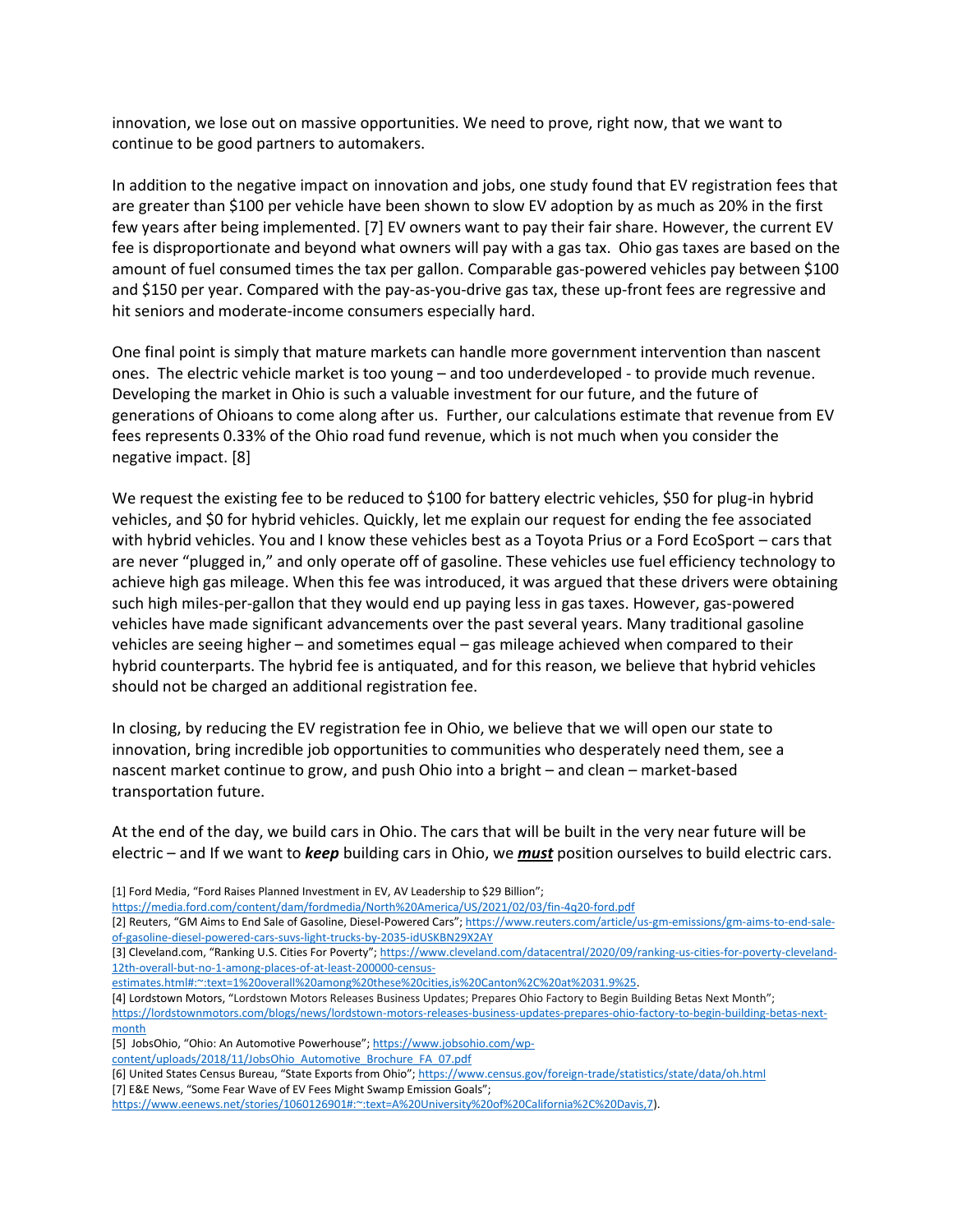innovation, we lose out on massive opportunities. We need to prove, right now, that we want to continue to be good partners to automakers.

In addition to the negative impact on innovation and jobs, one study found that EV registration fees that are greater than $100 per vehicle have been shown to slow EV adoption by as much as 20% in the first few years after being implemented. [7] EV owners want to pay their fair share. However, the current EV fee is disproportionate and beyond what owners will pay with a gas tax. Ohio gas taxes are based on the amount of fuel consumed times the tax per gallon. Comparable gas-powered vehicles pay between $100 and $150 per year. Compared with the pay-as-you-drive gas tax, these up-front fees are regressive and hit seniors and moderate-income consumers especially hard.

One final point is simply that mature markets can handle more government intervention than nascent ones. The electric vehicle market is too young – and too underdeveloped - to provide much revenue. Developing the market in Ohio is such a valuable investment for our future, and the future of generations of Ohioans to come along after us. Further, our calculations estimate that revenue from EV fees represents 0.33% of the Ohio road fund revenue, which is not much when you consider the negative impact. [8]

We request the existing fee to be reduced to $100 for battery electric vehicles, $50 for plug-in hybrid vehicles, and $0 for hybrid vehicles. Quickly, let me explain our request for ending the fee associated with hybrid vehicles. You and I know these vehicles best as a Toyota Prius or a Ford EcoSport – cars that are never "plugged in," and only operate off of gasoline. These vehicles use fuel efficiency technology to achieve high gas mileage. When this fee was introduced, it was argued that these drivers were obtaining such high miles-per-gallon that they would end up paying less in gas taxes. However, gas-powered vehicles have made significant advancements over the past several years. Many traditional gasoline vehicles are seeing higher – and sometimes equal – gas mileage achieved when compared to their hybrid counterparts. The hybrid fee is antiquated, and for this reason, we believe that hybrid vehicles should not be charged an additional registration fee.

In closing, by reducing the EV registration fee in Ohio, we believe that we will open our state to innovation, bring incredible job opportunities to communities who desperately need them, see a nascent market continue to grow, and push Ohio into a bright – and clean – market-based transportation future.

At the end of the day, we build cars in Ohio. The cars that will be built in the very near future will be electric – and If we want to ***keep*** building cars in Ohio, we ***must*** position ourselves to build electric cars.

[1] Ford Media, "Ford Raises Planned Investment in EV, AV Leadership to $29 Billion"; https://media.ford.com/content/dam/fordmedia/North%20America/US/2021/02/03/fin-4q20-ford.pdf

[2] Reuters, "GM Aims to End Sale of Gasoline, Diesel-Powered Cars"; https://www.reuters.com/article/us-gm-emissions/gm-aims-to-end-sale-of-gasoline-diesel-powered-cars-suvs-light-trucks-by-2035-idUSKBN29X2AY

[3] Cleveland.com, "Ranking U.S. Cities For Poverty"; https://www.cleveland.com/datacentral/2020/09/ranking-us-cities-for-poverty-cleveland-12th-overall-but-no-1-among-places-of-at-least-200000-census-estimates.html#:~:text=1%20overall%20among%20these%20cities,is%20Canton%2C%20at%2031.9%25.

[4] Lordstown Motors, "Lordstown Motors Releases Business Updates; Prepares Ohio Factory to Begin Building Betas Next Month"; https://lordstownmotors.com/blogs/news/lordstown-motors-releases-business-updates-prepares-ohio-factory-to-begin-building-betas-next-month

[5] JobsOhio, "Ohio: An Automotive Powerhouse"; https://www.jobsohio.com/wp-content/uploads/2018/11/JobsOhio_Automotive_Brochure_FA_07.pdf

[6] United States Census Bureau, "State Exports from Ohio"; https://www.census.gov/foreign-trade/statistics/state/data/oh.html

[7] E&E News, "Some Fear Wave of EV Fees Might Swamp Emission Goals"; https://www.eenews.net/stories/1060126901#:~:text=A%20University%20of%20California%2C%20Davis,7).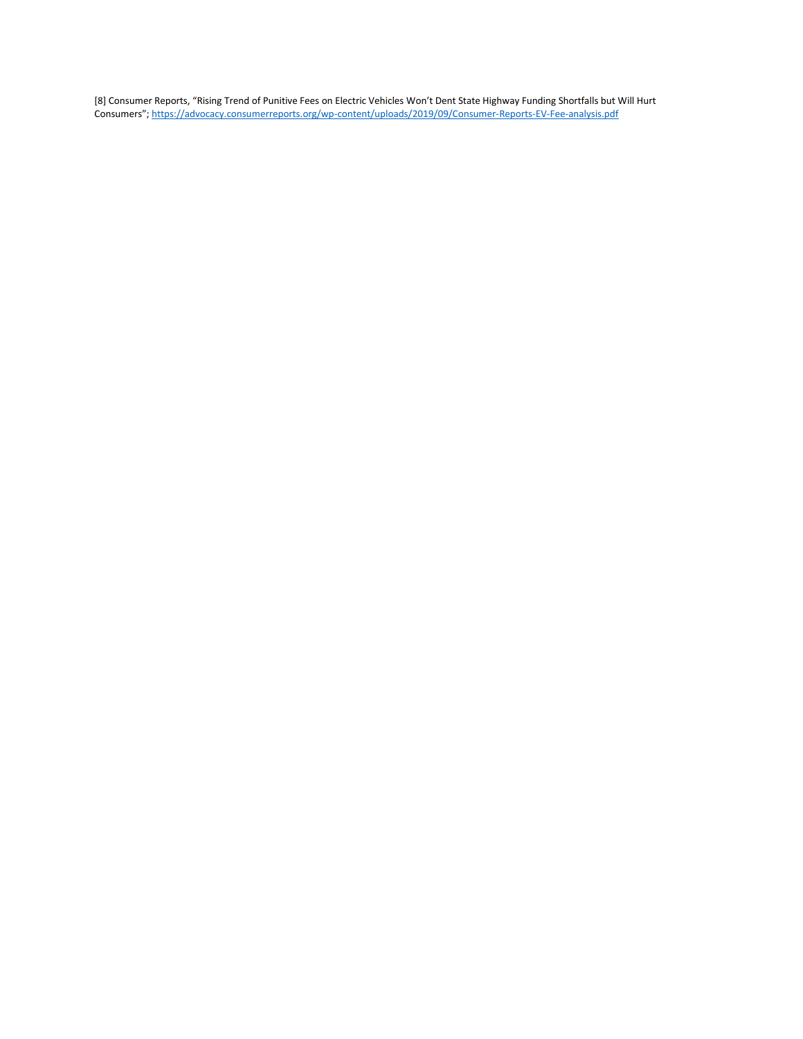[8] Consumer Reports, "Rising Trend of Punitive Fees on Electric Vehicles Won't Dent State Highway Funding Shortfalls but Will Hurt Consumers"; https://advocacy.consumerreports.org/wp-content/uploads/2019/09/Consumer-Reports-EV-Fee-analysis.pdf